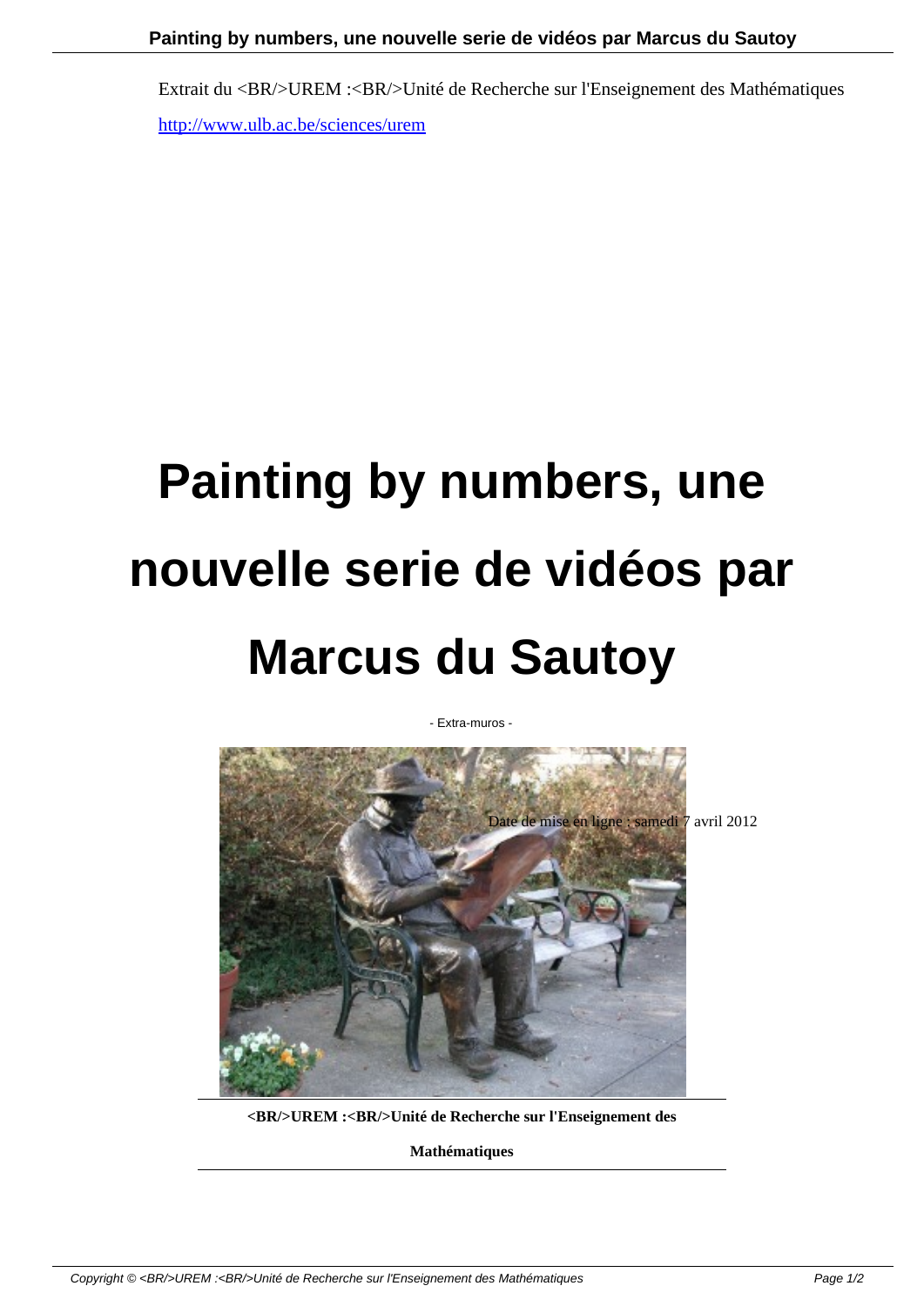Extrait du <BR/>UREM :<BR/>Unité de Recherche sur l'Enseignement des Mathématiques

http://www.ulb.ac.be/sciences/urem

# Painting by numbers, une nouvelle serie de vidéos par Marcus du Sautoy

- Extra-muros -

Date de mise en ligne : samedi 7 avril 2012

**<BR/>UREM :<BR/>Unité de Recherche sur l'Enseignement des Mathématiques**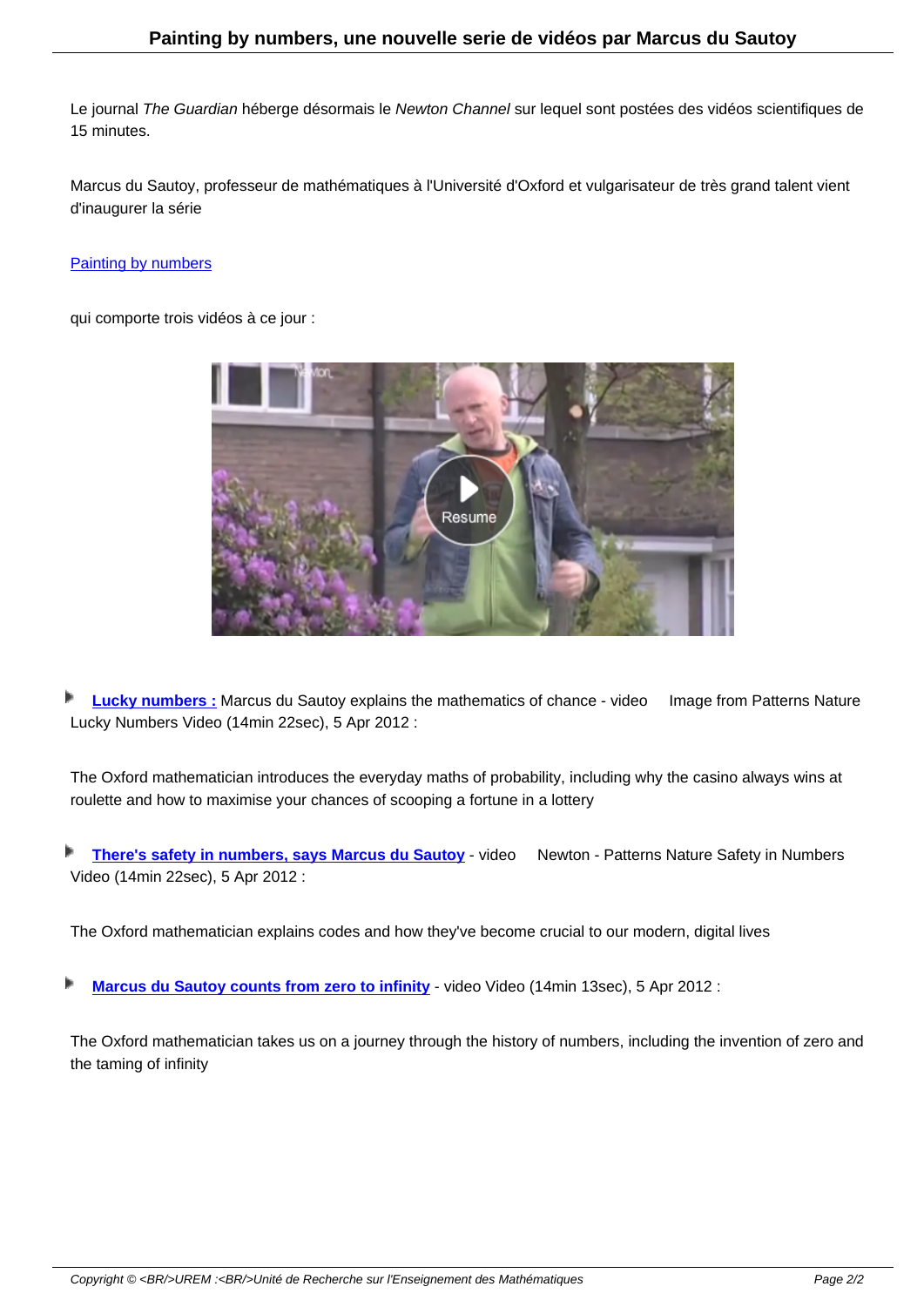Le journal *The Guardian* héberge désormais le *Newton Channel* sur lequel sont postées des vidéos scientifiques de 15 minutes.

Marcus du Sautoy, professeur de mathématiques à l'Université d'Oxford et vulgarisateur de très grand talent vient d'inaugurer la série

[Painting by numbers]

qui comporte trois vidéos à ce jour :

- **Lucky numbers :** Marcus du Sautoy explains the mathematics of chance - video Image from Patterns Nature Lucky Numbers Video (14min 22sec), 5 Apr 2012 :

The Oxford mathematician introduces the everyday maths of probability, including why the casino always wins at roulette and how to maximise your chances of scooping a fortune in a lottery

- **There's safety in numbers, says Marcus du Sautoy** - video Newton - Patterns Nature Safety in Numbers Video (14min 22sec), 5 Apr 2012 :

The Oxford mathematician explains codes and how they've become crucial to our modern, digital lives

- **Marcus du Sautoy counts from zero to infinity** - video Video (14min 13sec), 5 Apr 2012 :

The Oxford mathematician takes us on a journey through the history of numbers, including the invention of zero and the taming of infinity